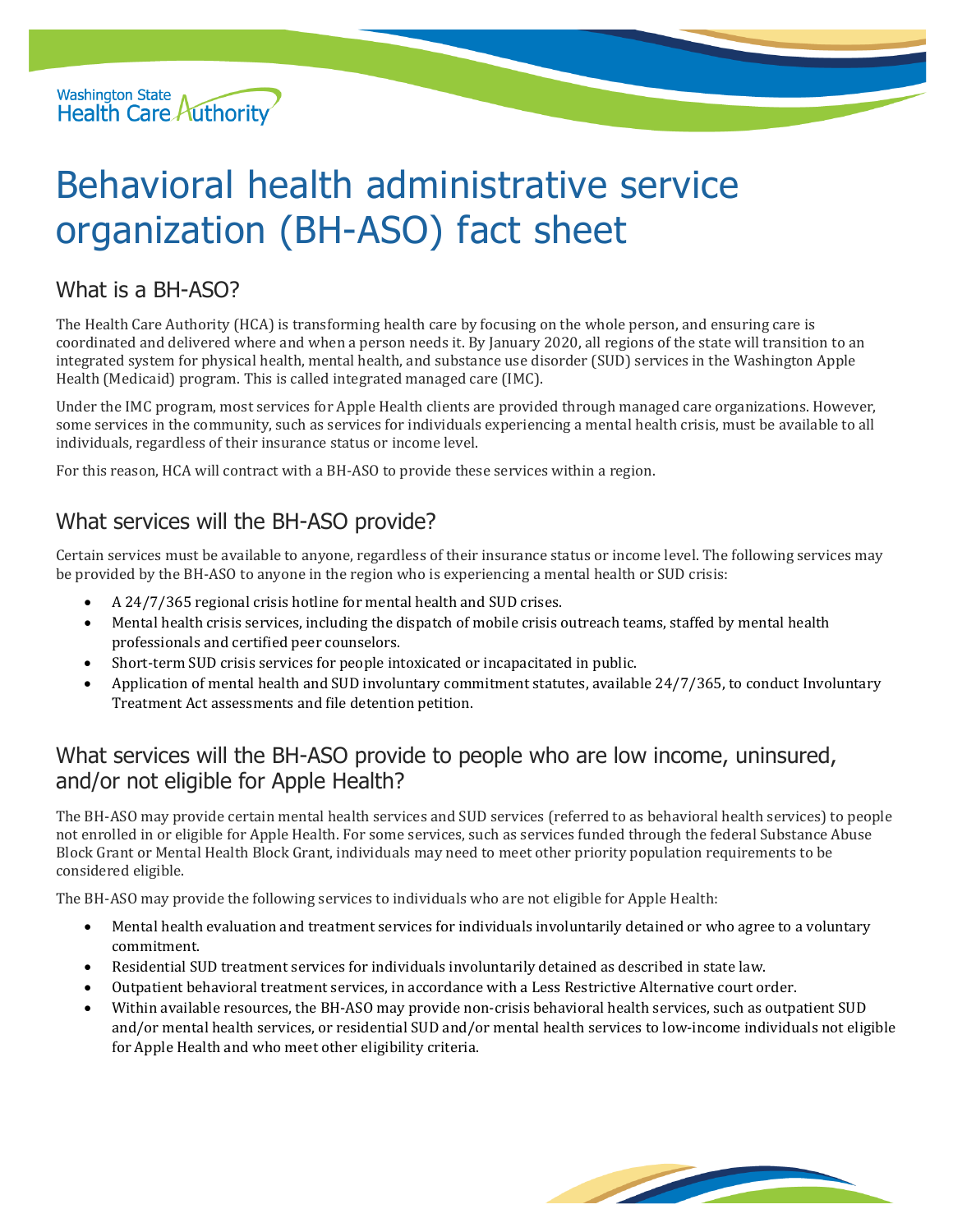Washington State Health Care Authority

# Behavioral health administrative service organization (BH-ASO) fact sheet

## What is a BH-ASO?

The Health Care Authority (HCA) is transforming health care by focusing on the whole person, and ensuring care is coordinated and delivered where and when a person needs it. By January 2020, all regions of the state will transition to an integrated system for physical health, mental health, and substance use disorder (SUD) services in the Washington Apple Health (Medicaid) program. This is called integrated managed care (IMC).

Under the IMC program, most services for Apple Health clients are provided through managed care organizations. However, some services in the community, such as services for individuals experiencing a mental health crisis, must be available to all individuals, regardless of their insurance status or income level.

For this reason, HCA will contract with a BH-ASO to provide these services within a region.

## What services will the BH-ASO provide?

Certain services must be available to anyone, regardless of their insurance status or income level. The following services may be provided by the BH-ASO to anyone in the region who is experiencing a mental health or SUD crisis:

- A 24/7/365 regional crisis hotline for mental health and SUD crises.
- Mental health crisis services, including the dispatch of mobile crisis outreach teams, staffed by mental health professionals and certified peer counselors.
- Short-term SUD crisis services for people intoxicated or incapacitated in public.
- Application of mental health and SUD involuntary commitment statutes, available 24/7/365, to conduct Involuntary Treatment Act assessments and file detention petition.

## What services will the BH-ASO provide to people who are low income, uninsured, and/or not eligible for Apple Health?

The BH-ASO may provide certain mental health services and SUD services (referred to as behavioral health services) to people not enrolled in or eligible for Apple Health. For some services, such as services funded through the federal Substance Abuse Block Grant or Mental Health Block Grant, individuals may need to meet other priority population requirements to be considered eligible.

The BH-ASO may provide the following services to individuals who are not eligible for Apple Health:

- Mental health evaluation and treatment services for individuals involuntarily detained or who agree to a voluntary commitment.
- Residential SUD treatment services for individuals involuntarily detained as described in state law.
- Outpatient behavioral treatment services, in accordance with a Less Restrictive Alternative court order.
- Within available resources, the BH-ASO may provide non-crisis behavioral health services, such as outpatient SUD and/or mental health services, or residential SUD and/or mental health services to low-income individuals not eligible for Apple Health and who meet other eligibility criteria.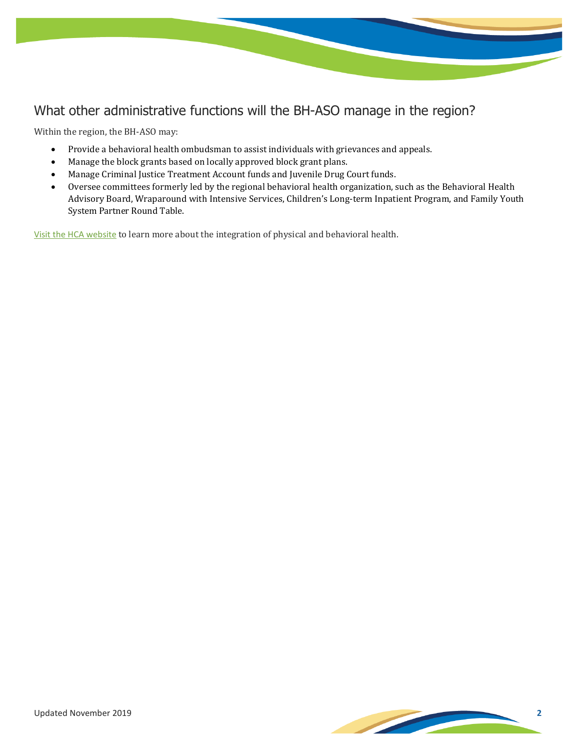## What other administrative functions will the BH-ASO manage in the region?

Within the region, the BH-ASO may:

- Provide a behavioral health ombudsman to assist individuals with grievances and appeals.
- Manage the block grants based on locally approved block grant plans.
- Manage Criminal Justice Treatment Account funds and Juvenile Drug Court funds.
- Oversee committees formerly led by the regional behavioral health organization, such as the Behavioral Health Advisory Board, Wraparound with Intensive Services, Children's Long-term Inpatient Program, and Family Youth System Partner Round Table.

Visit the HCA website to learn more about the integration of physical and behavioral health.

Updated November 2019